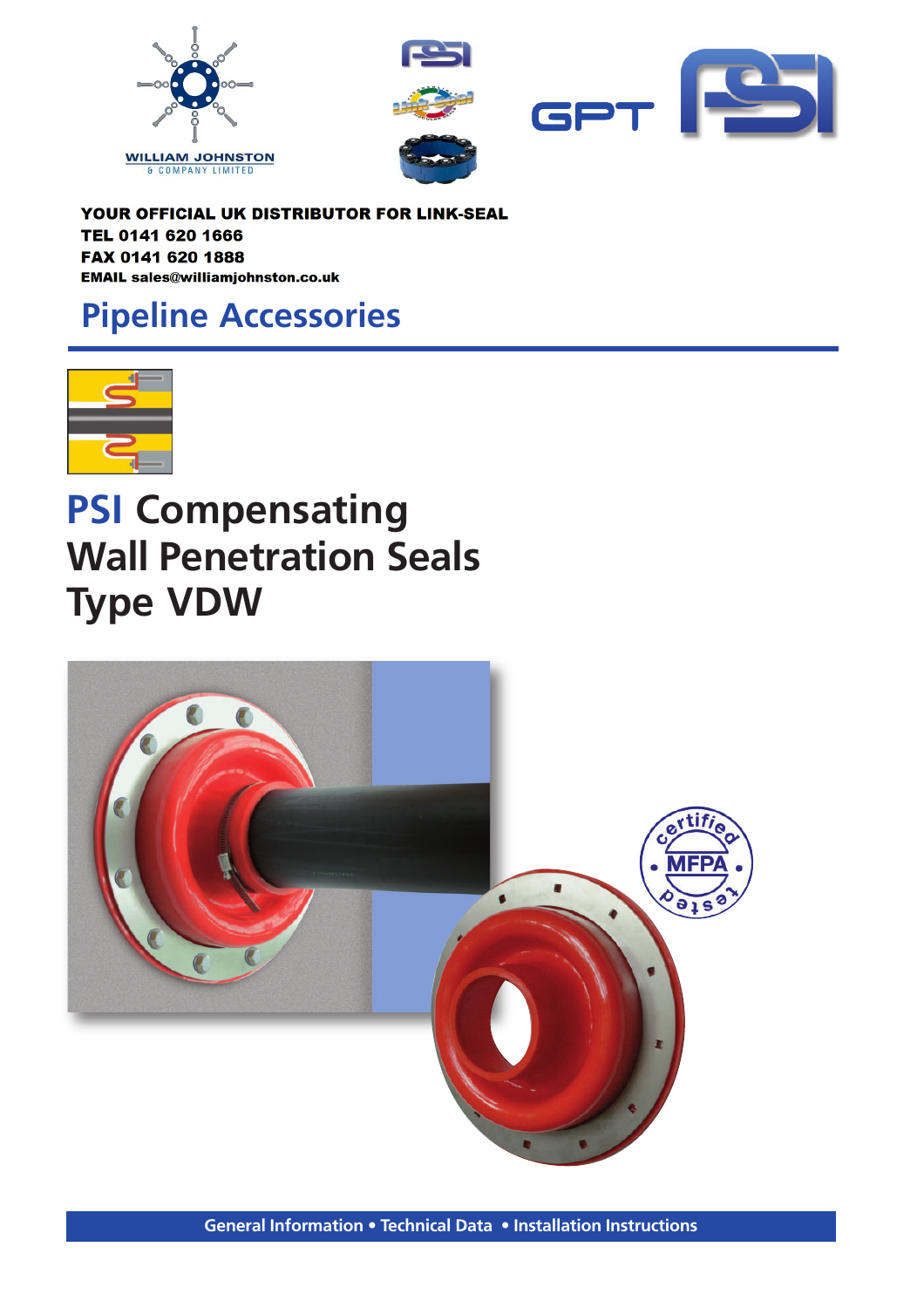WILLIAM JOHNSTON
& COMPANY LIMITED

GPT PSI

**YOUR OFFICIAL UK DISTRIBUTOR FOR LINK-SEAL**
**TEL 0141 620 1666**
**FAX 0141 620 1888**
**EMAIL sales@williamjohnston.co.uk**

## Pipeline Accessories

# PSI Compensating Wall Penetration Seals Type VDW

certified • MFPA • tested

**General Information • Technical Data • Installation Instructions**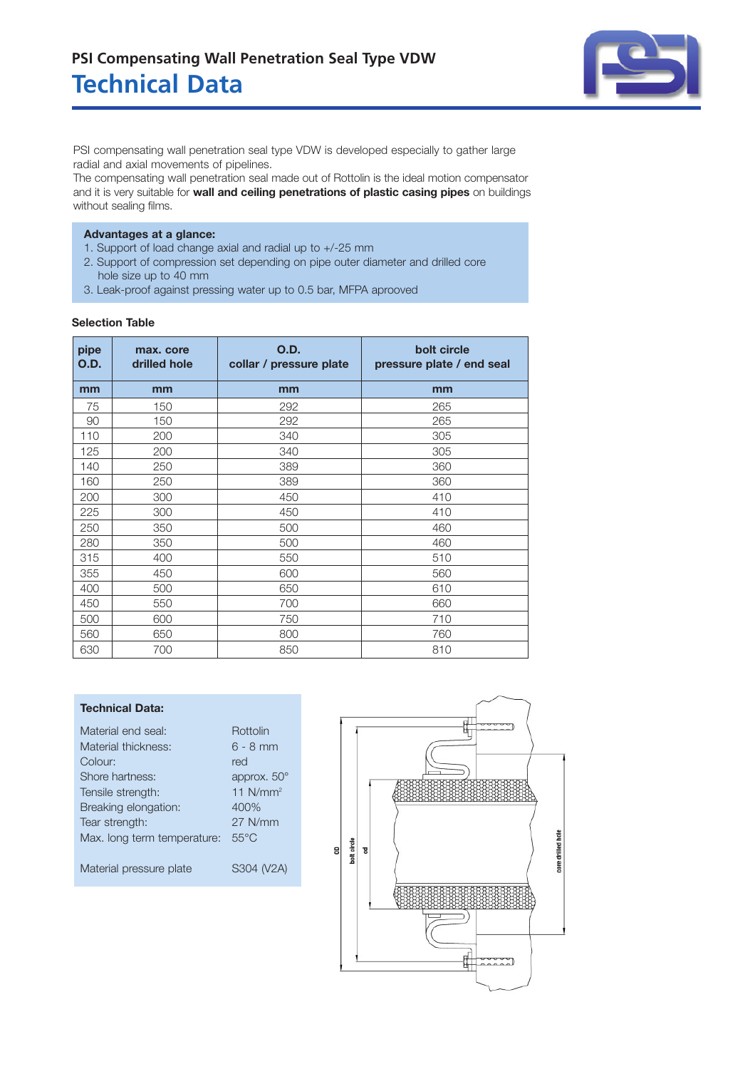## PSI Compensating Wall Penetration Seal Type VDW

# Technical Data

PSI compensating wall penetration seal type VDW is developed especially to gather large radial and axial movements of pipelines.
The compensating wall penetration seal made out of Rottolin is the ideal motion compensator and it is very suitable for **wall and ceiling penetrations of plastic casing pipes** on buildings without sealing films.

**Advantages at a glance:**

1. Support of load change axial and radial up to +/-25 mm
2. Support of compression set depending on pipe outer diameter and drilled core hole size up to 40 mm
3. Leak-proof against pressing water up to 0.5 bar, MFPA aprooved

**Selection Table**

| pipe O.D. | max. core drilled hole | O.D. collar / pressure plate | bolt circle pressure plate / end seal |
|---|---|---|---|
| **mm** | **mm** | **mm** | **mm** |
| 75 | 150 | 292 | 265 |
| 90 | 150 | 292 | 265 |
| 110 | 200 | 340 | 305 |
| 125 | 200 | 340 | 305 |
| 140 | 250 | 389 | 360 |
| 160 | 250 | 389 | 360 |
| 200 | 300 | 450 | 410 |
| 225 | 300 | 450 | 410 |
| 250 | 350 | 500 | 460 |
| 280 | 350 | 500 | 460 |
| 315 | 400 | 550 | 510 |
| 355 | 450 | 600 | 560 |
| 400 | 500 | 650 | 610 |
| 450 | 550 | 700 | 660 |
| 500 | 600 | 750 | 710 |
| 560 | 650 | 800 | 760 |
| 630 | 700 | 850 | 810 |

**Technical Data:**

| | |
|---|---|
| Material end seal: | Rottolin |
| Material thickness: | 6 - 8 mm |
| Colour: | red |
| Shore hartness: | approx. 50° |
| Tensile strength: | 11 N/mm² |
| Breaking elongation: | 400% |
| Tear strength: | 27 N/mm |
| Max. long term temperature: | 55°C |
| | |
| Material pressure plate | S304 (V2A) |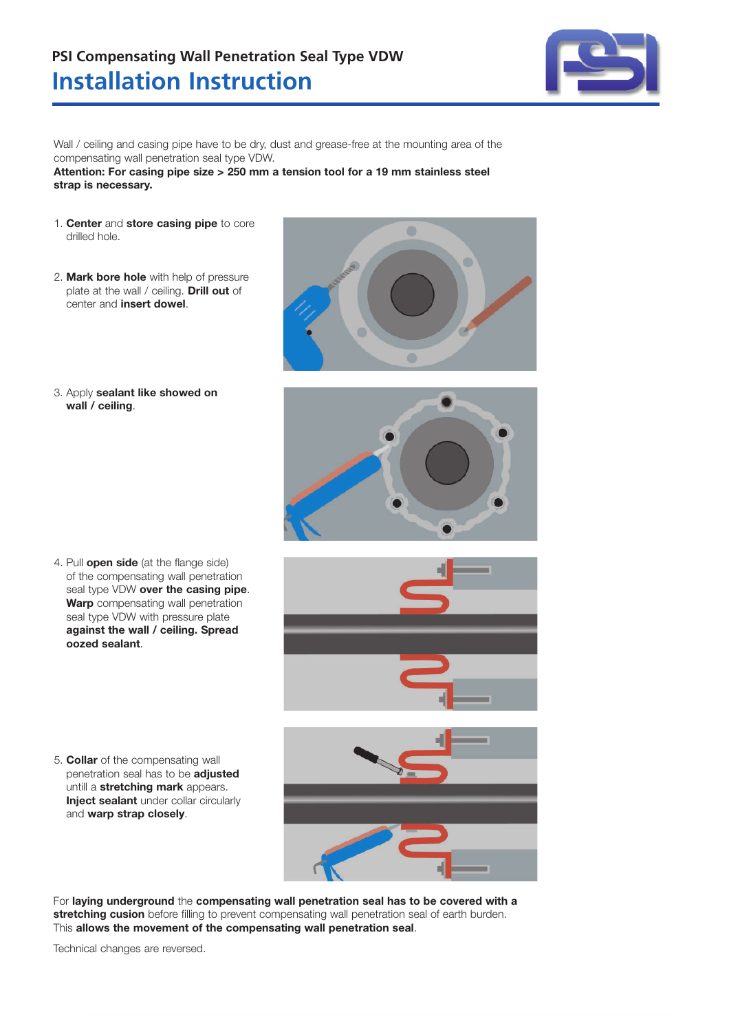## PSI Compensating Wall Penetration Seal Type VDW

# Installation Instruction

Wall / ceiling and casing pipe have to be dry, dust and grease-free at the mounting area of the compensating wall penetration seal type VDW.
**Attention: For casing pipe size > 250 mm a tension tool for a 19 mm stainless steel strap is necessary.**

1. **Center** and **store casing pipe** to core drilled hole.

2. **Mark bore hole** with help of pressure plate at the wall / ceiling. **Drill out** of center and **insert dowel**.

3. Apply **sealant like showed on wall / ceiling**.

4. Pull **open side** (at the flange side) of the compensating wall penetration seal type VDW **over the casing pipe**. **Warp** compensating wall penetration seal type VDW with pressure plate **against the wall / ceiling. Spread oozed sealant**.

5. **Collar** of the compensating wall penetration seal has to be **adjusted** untill a **stretching mark** appears. **Inject sealant** under collar circularly and **warp strap closely**.

For **laying underground** the **compensating wall penetration seal has to be covered with a stretching cusion** before filling to prevent compensating wall penetration seal of earth burden. This **allows the movement of the compensating wall penetration seal**.

Technical changes are reversed.